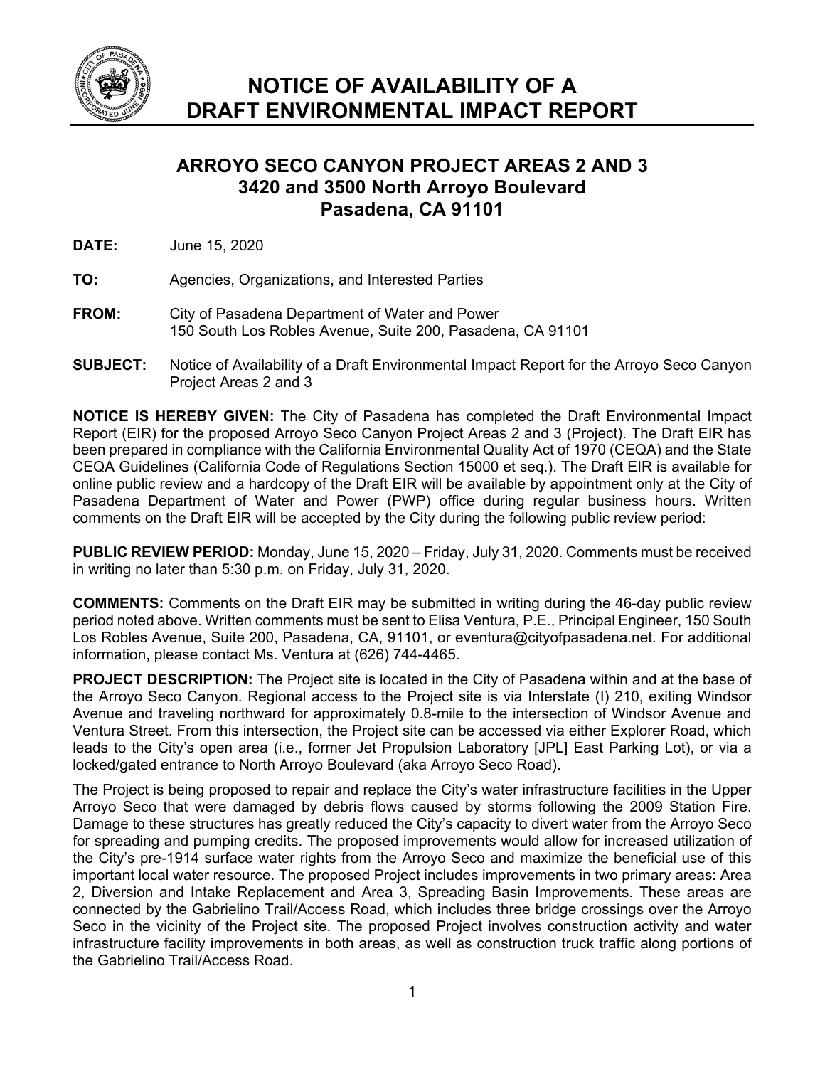# NOTICE OF AVAILABILITY OF A DRAFT ENVIRONMENTAL IMPACT REPORT

## ARROYO SECO CANYON PROJECT AREAS 2 AND 3
## 3420 and 3500 North Arroyo Boulevard
## Pasadena, CA 91101

**DATE:** June 15, 2020

**TO:** Agencies, Organizations, and Interested Parties

**FROM:** City of Pasadena Department of Water and Power
150 South Los Robles Avenue, Suite 200, Pasadena, CA 91101

**SUBJECT:** Notice of Availability of a Draft Environmental Impact Report for the Arroyo Seco Canyon Project Areas 2 and 3

**NOTICE IS HEREBY GIVEN:** The City of Pasadena has completed the Draft Environmental Impact Report (EIR) for the proposed Arroyo Seco Canyon Project Areas 2 and 3 (Project). The Draft EIR has been prepared in compliance with the California Environmental Quality Act of 1970 (CEQA) and the State CEQA Guidelines (California Code of Regulations Section 15000 et seq.). The Draft EIR is available for online public review and a hardcopy of the Draft EIR will be available by appointment only at the City of Pasadena Department of Water and Power (PWP) office during regular business hours. Written comments on the Draft EIR will be accepted by the City during the following public review period:

**PUBLIC REVIEW PERIOD:** Monday, June 15, 2020 – Friday, July 31, 2020. Comments must be received in writing no later than 5:30 p.m. on Friday, July 31, 2020.

**COMMENTS:** Comments on the Draft EIR may be submitted in writing during the 46-day public review period noted above. Written comments must be sent to Elisa Ventura, P.E., Principal Engineer, 150 South Los Robles Avenue, Suite 200, Pasadena, CA, 91101, or eventura@cityofpasadena.net. For additional information, please contact Ms. Ventura at (626) 744-4465.

**PROJECT DESCRIPTION:** The Project site is located in the City of Pasadena within and at the base of the Arroyo Seco Canyon. Regional access to the Project site is via Interstate (I) 210, exiting Windsor Avenue and traveling northward for approximately 0.8-mile to the intersection of Windsor Avenue and Ventura Street. From this intersection, the Project site can be accessed via either Explorer Road, which leads to the City's open area (i.e., former Jet Propulsion Laboratory [JPL] East Parking Lot), or via a locked/gated entrance to North Arroyo Boulevard (aka Arroyo Seco Road).

The Project is being proposed to repair and replace the City's water infrastructure facilities in the Upper Arroyo Seco that were damaged by debris flows caused by storms following the 2009 Station Fire. Damage to these structures has greatly reduced the City's capacity to divert water from the Arroyo Seco for spreading and pumping credits. The proposed improvements would allow for increased utilization of the City's pre-1914 surface water rights from the Arroyo Seco and maximize the beneficial use of this important local water resource. The proposed Project includes improvements in two primary areas: Area 2, Diversion and Intake Replacement and Area 3, Spreading Basin Improvements. These areas are connected by the Gabrielino Trail/Access Road, which includes three bridge crossings over the Arroyo Seco in the vicinity of the Project site. The proposed Project involves construction activity and water infrastructure facility improvements in both areas, as well as construction truck traffic along portions of the Gabrielino Trail/Access Road.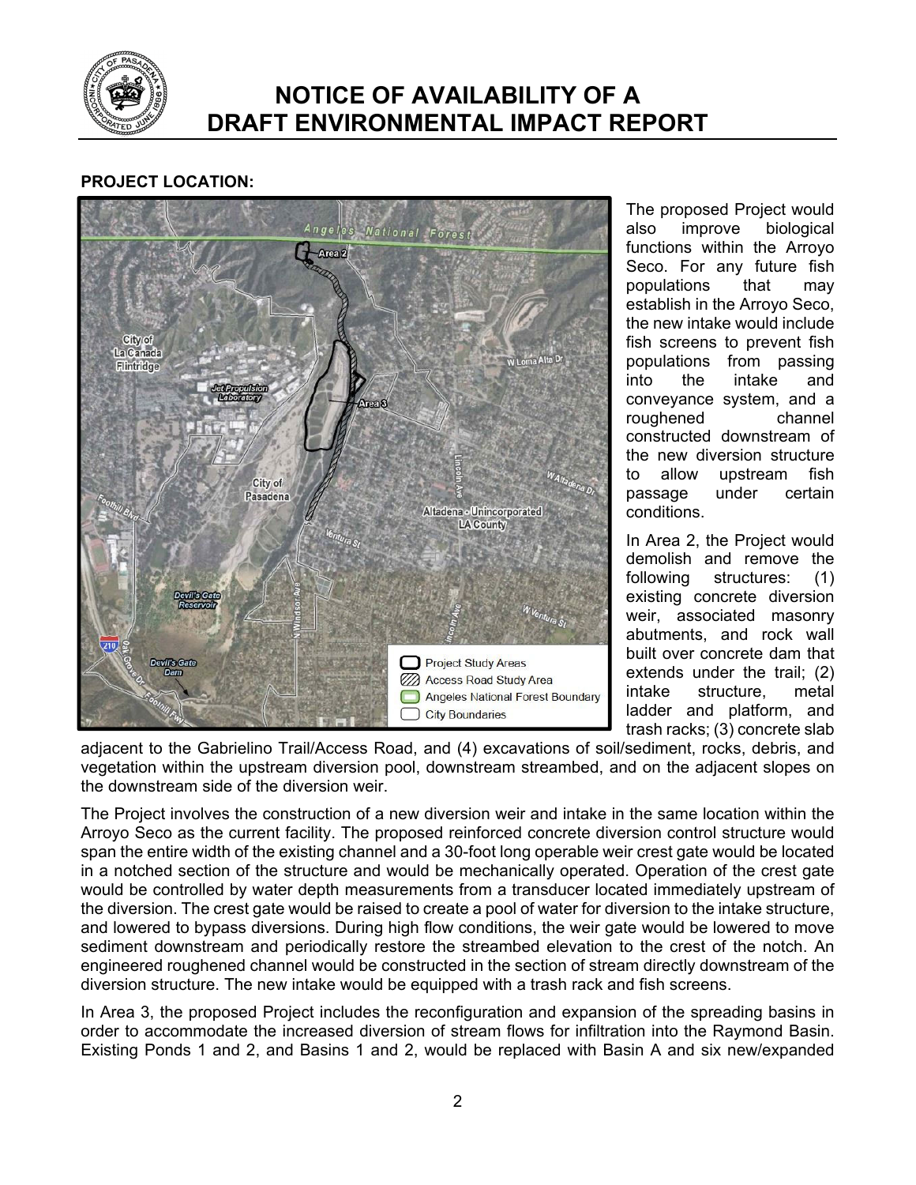# NOTICE OF AVAILABILITY OF A DRAFT ENVIRONMENTAL IMPACT REPORT

**PROJECT LOCATION:**

Angeles National Forest

Area 2

Area 3

City of La Canada Flintridge

Jet Propulsion Laboratory

City of Pasadena

Altadena - Unincorporated LA County

Devil's Gate Reservoir

Devil's Gate Dam

W Loma Alta Dr

W Altadena Dr

Lincoln Ave

Foothill Blvd

Ventura St

W Ventura St

N Windsor Ave

Oak Grove Dr

Foothill Fwy

210

Project Study Areas

Access Road Study Area

Angeles National Forest Boundary

City Boundaries

The proposed Project would also improve biological functions within the Arroyo Seco. For any future fish populations that may establish in the Arroyo Seco, the new intake would include fish screens to prevent fish populations from passing into the intake and conveyance system, and a roughened channel constructed downstream of the new diversion structure to allow upstream fish passage under certain conditions.

In Area 2, the Project would demolish and remove the following structures: (1) existing concrete diversion weir, associated masonry abutments, and rock wall built over concrete dam that extends under the trail; (2) intake structure, metal ladder and platform, and trash racks; (3) concrete slab adjacent to the Gabrielino Trail/Access Road, and (4) excavations of soil/sediment, rocks, debris, and vegetation within the upstream diversion pool, downstream streambed, and on the adjacent slopes on the downstream side of the diversion weir.

The Project involves the construction of a new diversion weir and intake in the same location within the Arroyo Seco as the current facility. The proposed reinforced concrete diversion control structure would span the entire width of the existing channel and a 30-foot long operable weir crest gate would be located in a notched section of the structure and would be mechanically operated. Operation of the crest gate would be controlled by water depth measurements from a transducer located immediately upstream of the diversion. The crest gate would be raised to create a pool of water for diversion to the intake structure, and lowered to bypass diversions. During high flow conditions, the weir gate would be lowered to move sediment downstream and periodically restore the streambed elevation to the crest of the notch. An engineered roughened channel would be constructed in the section of stream directly downstream of the diversion structure. The new intake would be equipped with a trash rack and fish screens.

In Area 3, the proposed Project includes the reconfiguration and expansion of the spreading basins in order to accommodate the increased diversion of stream flows for infiltration into the Raymond Basin. Existing Ponds 1 and 2, and Basins 1 and 2, would be replaced with Basin A and six new/expanded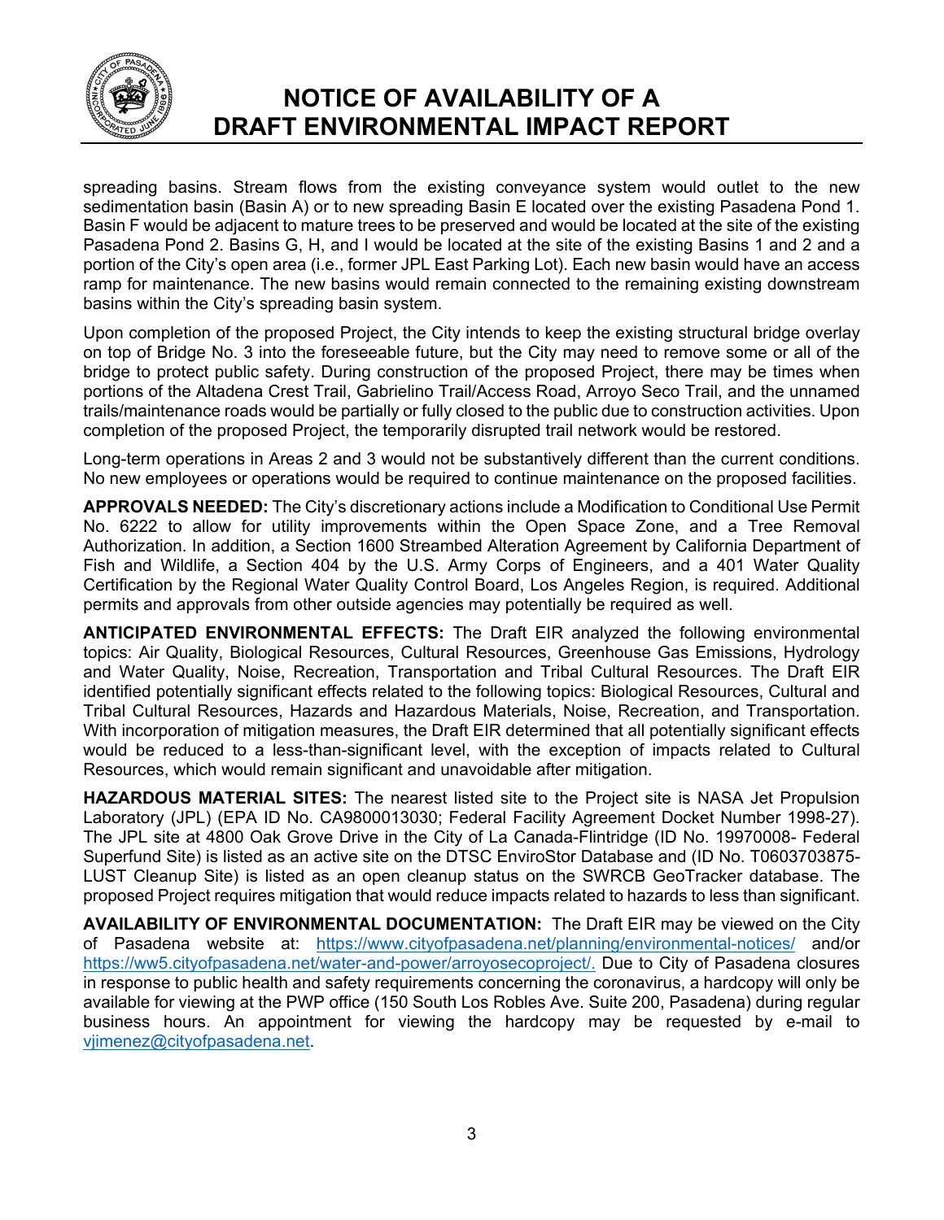# NOTICE OF AVAILABILITY OF A DRAFT ENVIRONMENTAL IMPACT REPORT

spreading basins. Stream flows from the existing conveyance system would outlet to the new sedimentation basin (Basin A) or to new spreading Basin E located over the existing Pasadena Pond 1. Basin F would be adjacent to mature trees to be preserved and would be located at the site of the existing Pasadena Pond 2. Basins G, H, and I would be located at the site of the existing Basins 1 and 2 and a portion of the City's open area (i.e., former JPL East Parking Lot). Each new basin would have an access ramp for maintenance. The new basins would remain connected to the remaining existing downstream basins within the City's spreading basin system.

Upon completion of the proposed Project, the City intends to keep the existing structural bridge overlay on top of Bridge No. 3 into the foreseeable future, but the City may need to remove some or all of the bridge to protect public safety. During construction of the proposed Project, there may be times when portions of the Altadena Crest Trail, Gabrielino Trail/Access Road, Arroyo Seco Trail, and the unnamed trails/maintenance roads would be partially or fully closed to the public due to construction activities. Upon completion of the proposed Project, the temporarily disrupted trail network would be restored.

Long-term operations in Areas 2 and 3 would not be substantively different than the current conditions. No new employees or operations would be required to continue maintenance on the proposed facilities.

**APPROVALS NEEDED:** The City's discretionary actions include a Modification to Conditional Use Permit No. 6222 to allow for utility improvements within the Open Space Zone, and a Tree Removal Authorization. In addition, a Section 1600 Streambed Alteration Agreement by California Department of Fish and Wildlife, a Section 404 by the U.S. Army Corps of Engineers, and a 401 Water Quality Certification by the Regional Water Quality Control Board, Los Angeles Region, is required. Additional permits and approvals from other outside agencies may potentially be required as well.

**ANTICIPATED ENVIRONMENTAL EFFECTS:** The Draft EIR analyzed the following environmental topics: Air Quality, Biological Resources, Cultural Resources, Greenhouse Gas Emissions, Hydrology and Water Quality, Noise, Recreation, Transportation and Tribal Cultural Resources. The Draft EIR identified potentially significant effects related to the following topics: Biological Resources, Cultural and Tribal Cultural Resources, Hazards and Hazardous Materials, Noise, Recreation, and Transportation. With incorporation of mitigation measures, the Draft EIR determined that all potentially significant effects would be reduced to a less-than-significant level, with the exception of impacts related to Cultural Resources, which would remain significant and unavoidable after mitigation.

**HAZARDOUS MATERIAL SITES:** The nearest listed site to the Project site is NASA Jet Propulsion Laboratory (JPL) (EPA ID No. CA9800013030; Federal Facility Agreement Docket Number 1998-27). The JPL site at 4800 Oak Grove Drive in the City of La Canada-Flintridge (ID No. 19970008- Federal Superfund Site) is listed as an active site on the DTSC EnviroStor Database and (ID No. T0603703875-LUST Cleanup Site) is listed as an open cleanup status on the SWRCB GeoTracker database. The proposed Project requires mitigation that would reduce impacts related to hazards to less than significant.

**AVAILABILITY OF ENVIRONMENTAL DOCUMENTATION:** The Draft EIR may be viewed on the City of Pasadena website at: https://www.cityofpasadena.net/planning/environmental-notices/ and/or https://ww5.cityofpasadena.net/water-and-power/arroyosecoproject/. Due to City of Pasadena closures in response to public health and safety requirements concerning the coronavirus, a hardcopy will only be available for viewing at the PWP office (150 South Los Robles Ave. Suite 200, Pasadena) during regular business hours. An appointment for viewing the hardcopy may be requested by e-mail to vjimenez@cityofpasadena.net.